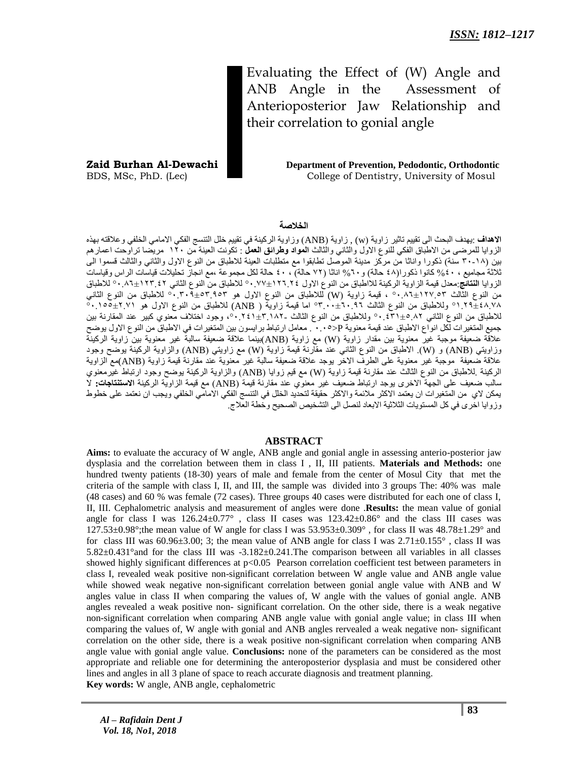*ISSN: 1812–1217*

# Evaluating the Effect of (W) Angle and ANB Angle in the Assessment of Anterioposterior Jaw Relationship and their correlation to gonial angle

**Zaid Burhan Al-Dewachi**
BDS, MSc, PhD. (Lec)

**Department of Prevention, Pedodontic, Orthodontic**
College of Dentistry, University of Mosul

## الخلاصة

**الاهداف**: يهدف البحث الى تقييم تاثير زاوية (w) , زاوية (ANB) وزاوية الركينة في تقييم خلل التنسج الفكي الامامي الخلفي وعلاقته بهذه الزوايا للمرضى من الاطباق الفكي للنوع الاول والثاني والثالث **المواد وطرائق العمل** : تكونت العينة من ١٢٠ مريضا تراوحت اعمارهم بين (١٨-٣٠ سنة) ذكورا واناثا من مركز مدينة الموصل تطابقوا مع متطلبات العينة للاطباق من النوع الاول والثاني والثالث قسموا الى ثلاثة مجاميع ، ٤٠% كانوا ذكورا(٤٨ حالة) و٦٠% اناثا (٧٢ حالة) ، ٤٠ حالة لكل مجموعة ،مع انجاز تحليلات قياسات الراس وقياسات الزوايا **النتائج**:معدل قيمة الزاوية الركينة للاطباق من النوع الاول ١٢٦.٢٤±٠.٧٧° للاطباق من النوع الثاني ١٢٣.٤٢±٠.٨٦° للاطباق من النوع الثالث ١٢٧.٥٣±٠.٨٦° ، قيمة زاوية (W) للاطباق من النوع الاول هو ٥٣.٩٥٣±٠.٣٠٩° للاطباق من النوع الثاني ٤٨.٧٨±١.٢٩° وللاطباق من النوع الثالث ٦٠.٩٦±٣.٠٠° اما قيمة زاوية ( ANB) للاطباق من النوع الاول هو ٢.٧١±٠.١٥٥° للاطباق من النوع الثاني ٥.٨٢±٠.٤٣١° وللاطباق من النوع الثالث -٣.١٨٢±٠.٢٤١°، وجود اختلاف معنوي كبير عند المقارنة بين جميع المتغيرات لكل انواع الاطباق عند قيمة معنوية P<٠.٠٥ . معامل ارتباط برايسون بين المتغيرات في الاطباق من النوع الاول يوضح علاقة ضعيفة موجبة غير معنوية بين مقدار زاوية (W) مع زاوية (ANB)بينما علاقة ضعيفة سالبة غير معنوية بين زاوية الركينة وزاويتي (ANB) و (W). الاطباق من النوع الثاني عند مقارنة قيمة زاوية (W) مع زاويتي (ANB) والزاوية الركينة يوضح وجود علاقة ضعيفة موجبة غير معنوية على الطرف الاخر يوجد علاقة ضعيفة سالبة غير معنوية عند مقارنة قيمة زاوية (ANB)مع الزاوية الركينة .للاطباق من النوع الثالث عند مقارنة قيمة زاوية (W) مع قيم زوايا (ANB) والزاوية الركينة يوضح وجود ارتباط غيرمعنوي سالب ضعيف على الجهة الاخرى يوجد ارتباط ضعيف غير معنوي عند مقارنة قيمة (ANB) مع قيمة الزاوية الركينة **الاستنتاجات:** لا يمكن لاي من المتغيرات ان يعتمد الاكثر ملائمة والاكثر حقيقة لتحديد الخلل في التنسج الفكي الامامي الخلفي ويجب ان نعتمد على خطوط وزوايا اخرى في كل المستويات الثلاثية الابعاد لنصل الى التشخيص الصحيح وخطة العلاج.

## ABSTRACT

**Aims:** to evaluate the accuracy of W angle, ANB angle and gonial angle in assessing anterio-posterior jaw dysplasia and the correlation between them in class I , II, III patients. **Materials and Methods:** one hundred twenty patients (18-30) years of male and female from the center of Mosul City that met the criteria of the sample with class I, II, and III, the sample was divided into 3 groups The: 40% was male (48 cases) and 60 % was female (72 cases). Three groups 40 cases were distributed for each one of class I, II, III. Cephalometric analysis and measurement of angles were done .**Results:** the mean value of gonial angle for class I was 126.24±0.77° , class II cases was 123.42±0.86° and the class III cases was 127.53±0.98°;the mean value of W angle for class I was 53.953±0.309° , for class II was 48.78±1.29° and for class III was 60.96±3.00; 3; the mean value of ANB angle for class I was 2.71±0.155° , class II was 5.82±0.431°and for the class III was -3.182±0.241.The comparison between all variables in all classes showed highly significant differences at $p<0.05$ Pearson correlation coefficient test between parameters in class I, revealed weak positive non-significant correlation between W angle value and ANB angle value while showed weak negative non-significant correlation between gonial angle value with ANB and W angles value in class II when comparing the values of, W angle with the values of gonial angle. ANB angles revealed a weak positive non- significant correlation. On the other side, there is a weak negative non-significant correlation when comparing ANB angle value with gonial angle value; in class III when comparing the values of, W angle with gonial and ANB angles rervealed a weak negative non- significant correlation on the other side, there is a weak positive non-significant correlation when comparing ANB angle value with gonial angle value. **Conclusions:** none of the parameters can be considered as the most appropriate and reliable one for determining the anteroposterior dysplasia and must be considered other lines and angles in all 3 plane of space to reach accurate diagnosis and treatment planning.

**Key words:** W angle, ANB angle, cephalometric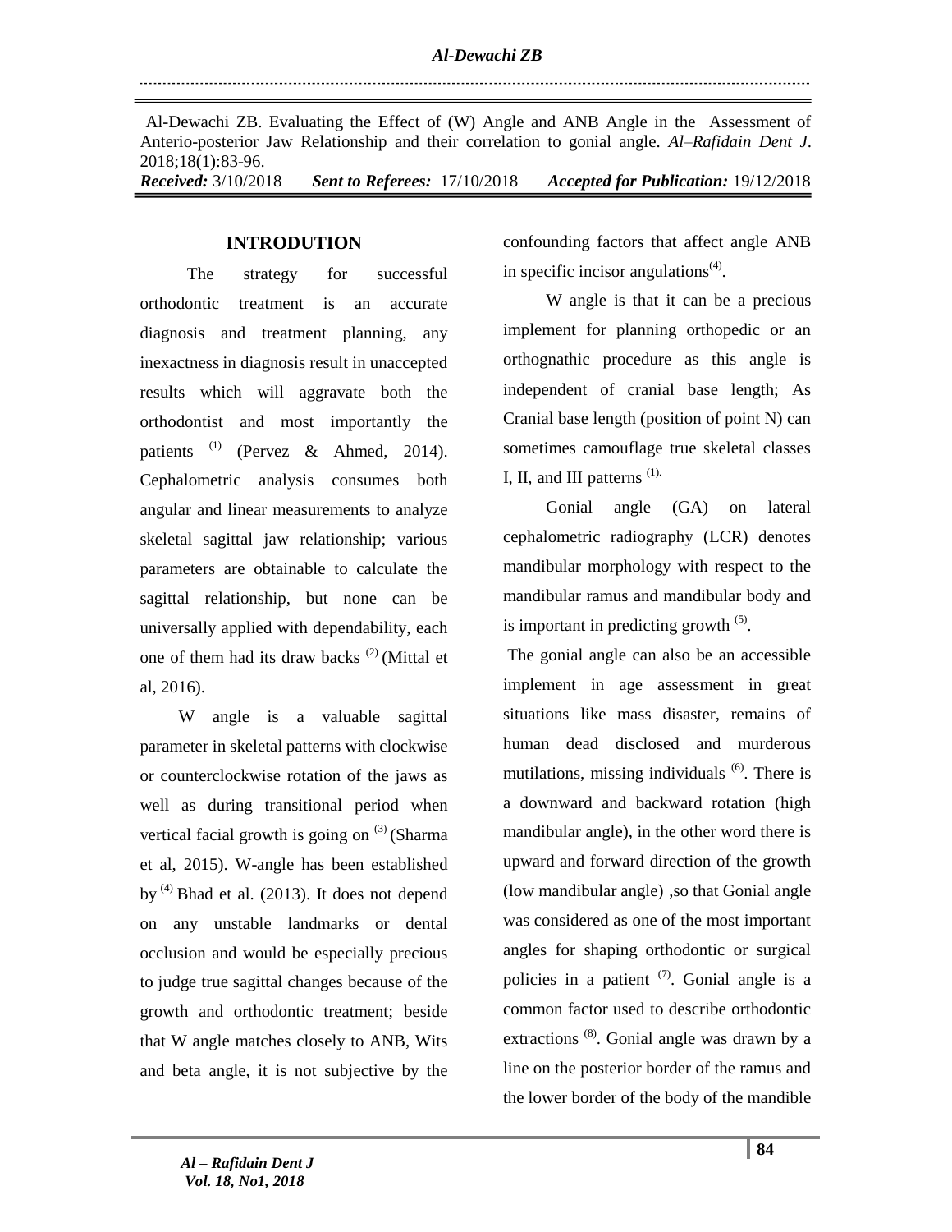Al-Dewachi ZB. Evaluating the Effect of (W) Angle and ANB Angle in the Assessment of Anterio-posterior Jaw Relationship and their correlation to gonial angle. *Al–Rafidain Dent J*. 2018;18(1):83-96.

***Received:*** 3/10/2018 ***Sent to Referees:*** 17/10/2018 ***Accepted for Publication:*** 19/12/2018

## INTRODUTION

The strategy for successful orthodontic treatment is an accurate diagnosis and treatment planning, any inexactness in diagnosis result in unaccepted results which will aggravate both the orthodontist and most importantly the patients [(1)] (Pervez & Ahmed, 2014). Cephalometric analysis consumes both angular and linear measurements to analyze skeletal sagittal jaw relationship; various parameters are obtainable to calculate the sagittal relationship, but none can be universally applied with dependability, each one of them had its draw backs [(2)] (Mittal et al, 2016).

W angle is a valuable sagittal parameter in skeletal patterns with clockwise or counterclockwise rotation of the jaws as well as during transitional period when vertical facial growth is going on [(3)] (Sharma et al, 2015). W-angle has been established by [(4)] Bhad et al. (2013). It does not depend on any unstable landmarks or dental occlusion and would be especially precious to judge true sagittal changes because of the growth and orthodontic treatment; beside that W angle matches closely to ANB, Wits and beta angle, it is not subjective by the confounding factors that affect angle ANB in specific incisor angulations[(4)].

W angle is that it can be a precious implement for planning orthopedic or an orthognathic procedure as this angle is independent of cranial base length; As Cranial base length (position of point N) can sometimes camouflage true skeletal classes I, II, and III patterns [(1)].

Gonial angle (GA) on lateral cephalometric radiography (LCR) denotes mandibular morphology with respect to the mandibular ramus and mandibular body and is important in predicting growth [(5)].

The gonial angle can also be an accessible implement in age assessment in great situations like mass disaster, remains of human dead disclosed and murderous mutilations, missing individuals [(6)]. There is a downward and backward rotation (high mandibular angle), in the other word there is upward and forward direction of the growth (low mandibular angle) ,so that Gonial angle was considered as one of the most important angles for shaping orthodontic or surgical policies in a patient [(7)]. Gonial angle is a common factor used to describe orthodontic extractions [(8)]. Gonial angle was drawn by a line on the posterior border of the ramus and the lower border of the body of the mandible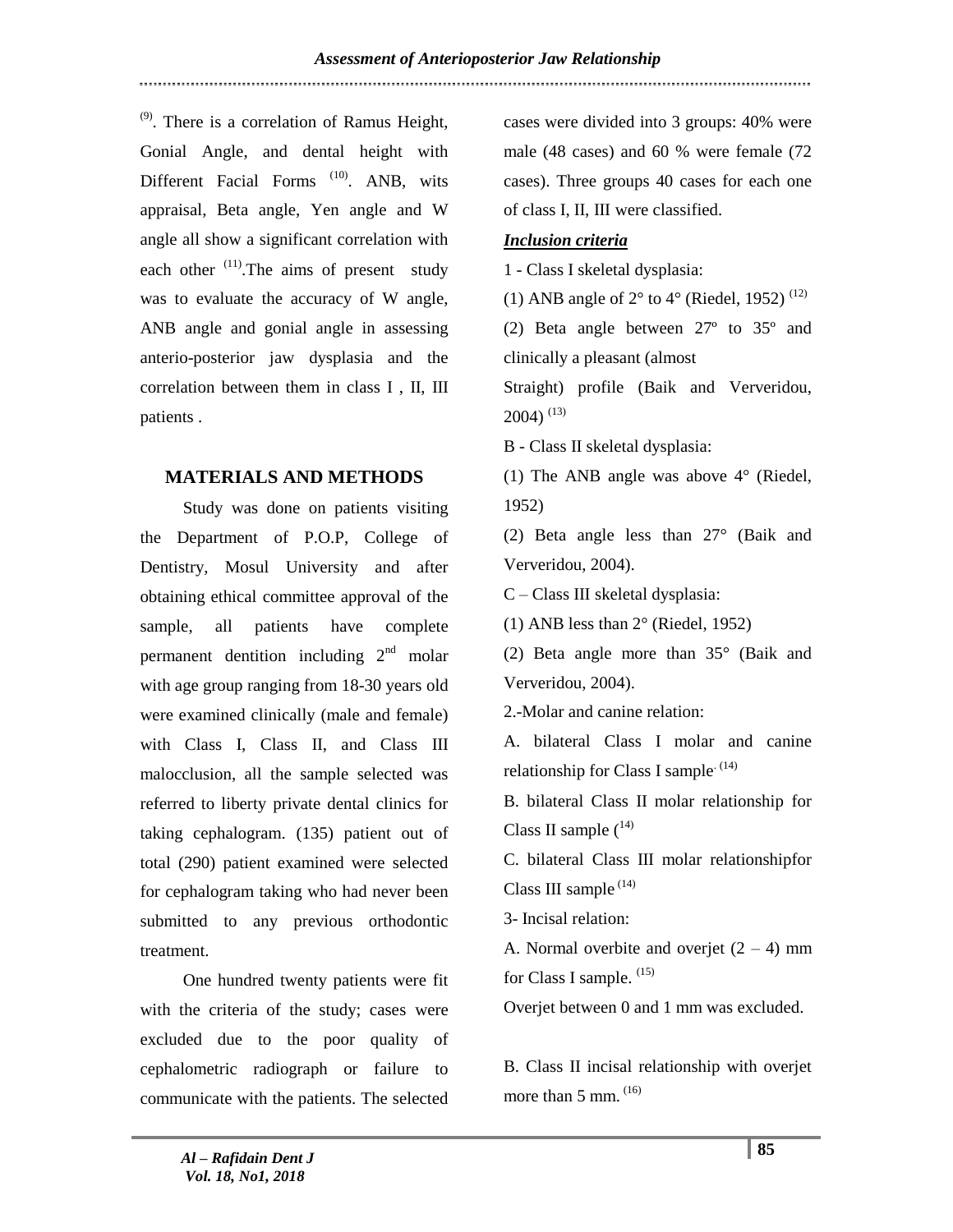[9]. There is a correlation of Ramus Height, Gonial Angle, and dental height with Different Facial Forms [10]. ANB, wits appraisal, Beta angle, Yen angle and W angle all show a significant correlation with each other [11].The aims of present study was to evaluate the accuracy of W angle, ANB angle and gonial angle in assessing anterio-posterior jaw dysplasia and the correlation between them in class I , II, III patients .

## MATERIALS AND METHODS

Study was done on patients visiting the Department of P.O.P, College of Dentistry, Mosul University and after obtaining ethical committee approval of the sample, all patients have complete permanent dentition including 2nd molar with age group ranging from 18-30 years old were examined clinically (male and female) with Class I, Class II, and Class III malocclusion, all the sample selected was referred to liberty private dental clinics for taking cephalogram. (135) patient out of total (290) patient examined were selected for cephalogram taking who had never been submitted to any previous orthodontic treatment.

One hundred twenty patients were fit with the criteria of the study; cases were excluded due to the poor quality of cephalometric radiograph or failure to communicate with the patients. The selected cases were divided into 3 groups: 40% were male (48 cases) and 60 % were female (72 cases). Three groups 40 cases for each one of class I, II, III were classified.

***Inclusion criteria***

1 - Class I skeletal dysplasia:

(1) ANB angle of 2° to 4° (Riedel, 1952) [12]

(2) Beta angle between 27º to 35º and clinically a pleasant (almost Straight) profile (Baik and Ververidou, 2004) [13]

B - Class II skeletal dysplasia:

(1) The ANB angle was above 4° (Riedel, 1952)

(2) Beta angle less than 27° (Baik and Ververidou, 2004).

C – Class III skeletal dysplasia:

(1) ANB less than 2° (Riedel, 1952)

(2) Beta angle more than 35° (Baik and Ververidou, 2004).

2.-Molar and canine relation:

A. bilateral Class I molar and canine relationship for Class I sample. [14]

B. bilateral Class II molar relationship for Class II sample ([14])

C. bilateral Class III molar relationshipfor Class III sample [14]

3- Incisal relation:

A. Normal overbite and overjet (2 – 4) mm for Class I sample. [15]

Overjet between 0 and 1 mm was excluded.

B. Class II incisal relationship with overjet more than 5 mm. [16]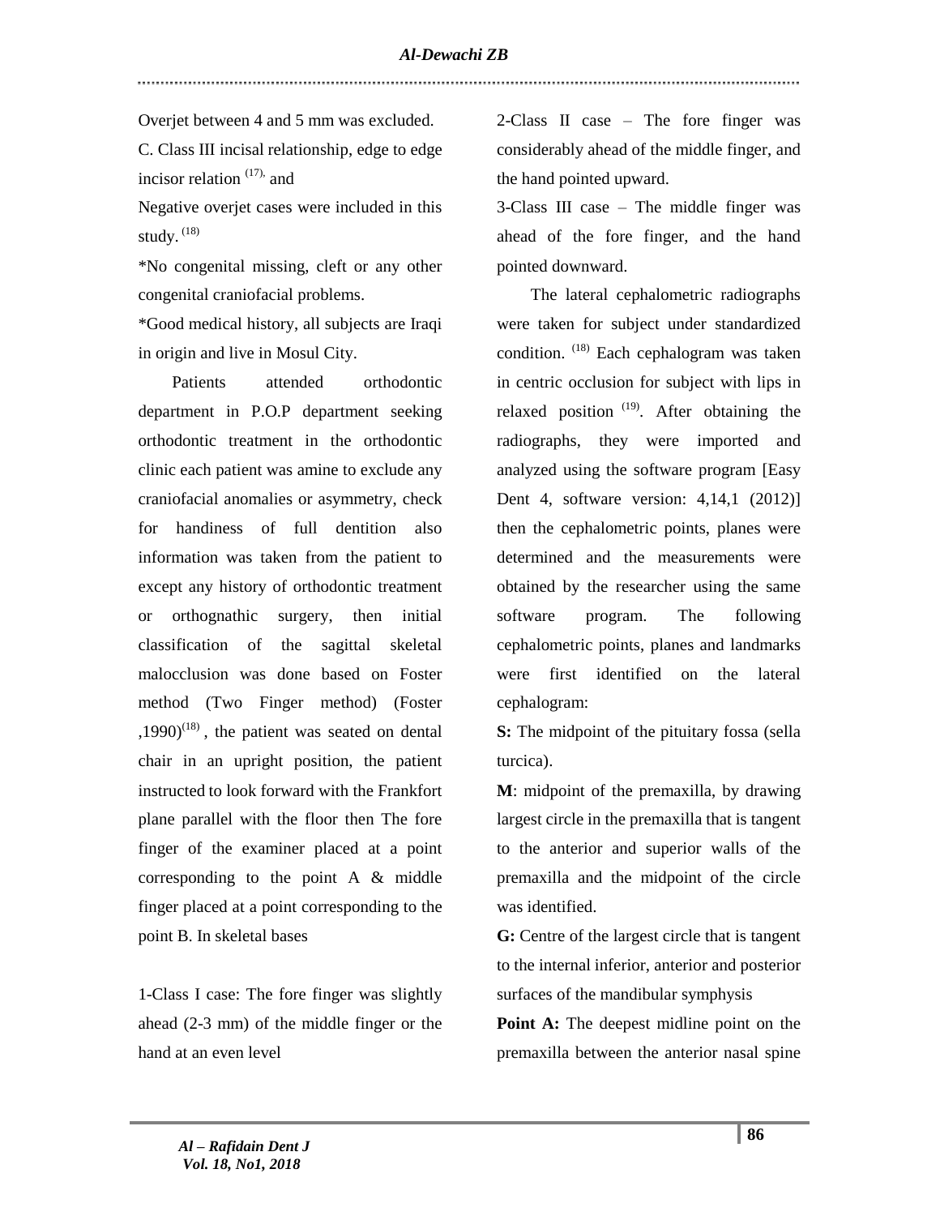Overjet between 4 and 5 mm was excluded.

C. Class III incisal relationship, edge to edge incisor relation [17], and

Negative overjet cases were included in this study. [18]

*No congenital missing, cleft or any other congenital craniofacial problems.

*Good medical history, all subjects are Iraqi in origin and live in Mosul City.

Patients attended orthodontic department in P.O.P department seeking orthodontic treatment in the orthodontic clinic each patient was amine to exclude any craniofacial anomalies or asymmetry, check for handiness of full dentition also information was taken from the patient to except any history of orthodontic treatment or orthognathic surgery, then initial classification of the sagittal skeletal malocclusion was done based on Foster method (Two Finger method) (Foster ,1990)[18] , the patient was seated on dental chair in an upright position, the patient instructed to look forward with the Frankfort plane parallel with the floor then The fore finger of the examiner placed at a point corresponding to the point A & middle finger placed at a point corresponding to the point B. In skeletal bases

1-Class I case: The fore finger was slightly ahead (2-3 mm) of the middle finger or the hand at an even level

2-Class II case – The fore finger was considerably ahead of the middle finger, and the hand pointed upward.

3-Class III case – The middle finger was ahead of the fore finger, and the hand pointed downward.

The lateral cephalometric radiographs were taken for subject under standardized condition. [18] Each cephalogram was taken in centric occlusion for subject with lips in relaxed position [19]. After obtaining the radiographs, they were imported and analyzed using the software program [Easy Dent 4, software version: 4,14,1 (2012)] then the cephalometric points, planes were determined and the measurements were obtained by the researcher using the same software program. The following cephalometric points, planes and landmarks were first identified on the lateral cephalogram:

**S:** The midpoint of the pituitary fossa (sella turcica).

**M**: midpoint of the premaxilla, by drawing largest circle in the premaxilla that is tangent to the anterior and superior walls of the premaxilla and the midpoint of the circle was identified.

**G:** Centre of the largest circle that is tangent to the internal inferior, anterior and posterior surfaces of the mandibular symphysis

**Point A:** The deepest midline point on the premaxilla between the anterior nasal spine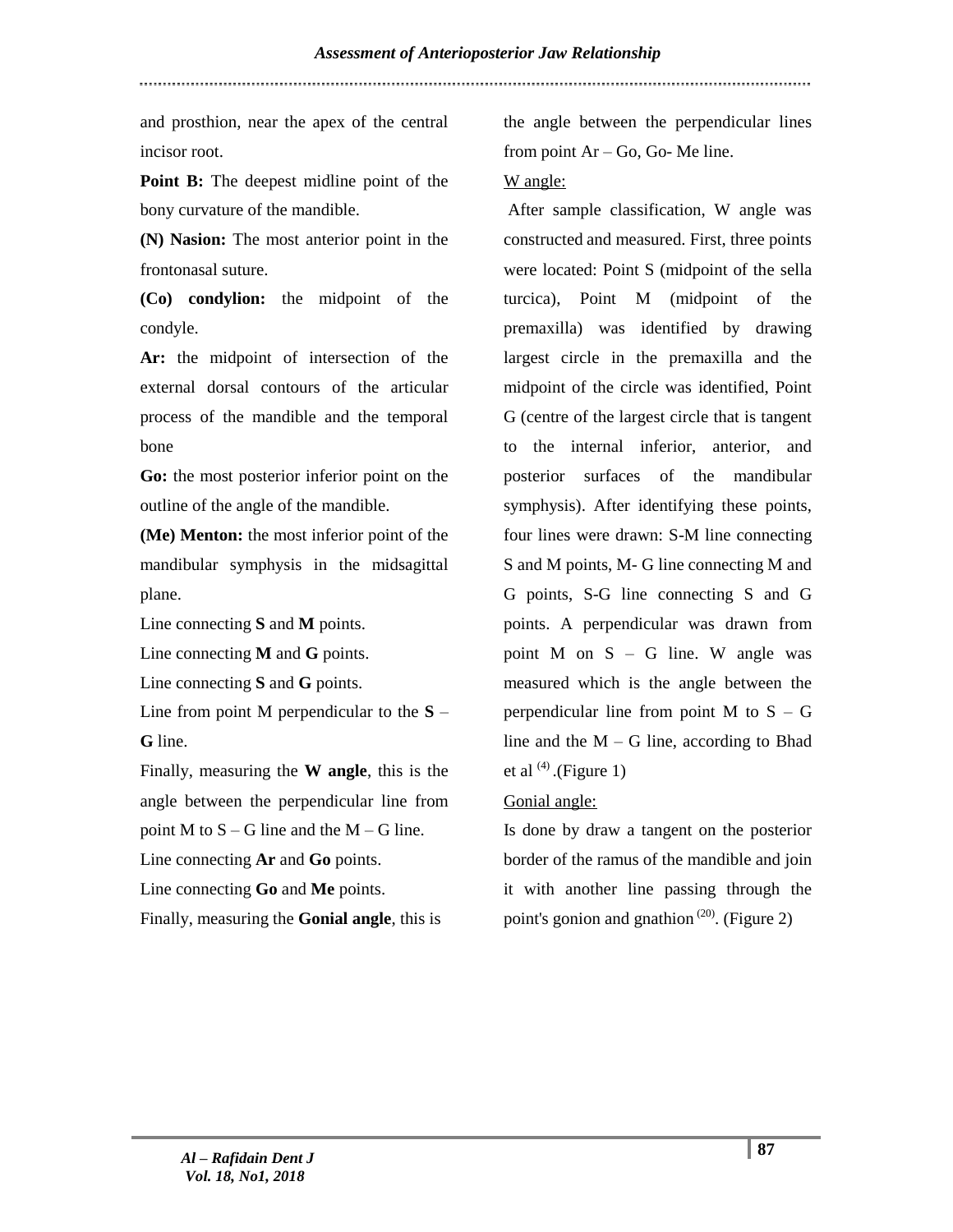and prosthion, near the apex of the central incisor root.

**Point B:** The deepest midline point of the bony curvature of the mandible.

**(N) Nasion:** The most anterior point in the frontonasal suture.

**(Co) condylion:** the midpoint of the condyle.

**Ar:** the midpoint of intersection of the external dorsal contours of the articular process of the mandible and the temporal bone

**Go:** the most posterior inferior point on the outline of the angle of the mandible.

**(Me) Menton:** the most inferior point of the mandibular symphysis in the midsagittal plane.

Line connecting **S** and **M** points.

Line connecting **M** and **G** points.

Line connecting **S** and **G** points.

Line from point M perpendicular to the **S** – **G** line.

Finally, measuring the **W angle**, this is the angle between the perpendicular line from point M to S – G line and the M – G line.

Line connecting **Ar** and **Go** points.

Line connecting **Go** and **Me** points.

Finally, measuring the **Gonial angle**, this is the angle between the perpendicular lines from point Ar – Go, Go- Me line.

W angle:

After sample classification, W angle was constructed and measured. First, three points were located: Point S (midpoint of the sella turcica), Point M (midpoint of the premaxilla) was identified by drawing largest circle in the premaxilla and the midpoint of the circle was identified, Point G (centre of the largest circle that is tangent to the internal inferior, anterior, and posterior surfaces of the mandibular symphysis). After identifying these points, four lines were drawn: S-M line connecting S and M points, M- G line connecting M and G points, S-G line connecting S and G points. A perpendicular was drawn from point M on S – G line. W angle was measured which is the angle between the perpendicular line from point M to S – G line and the M – G line, according to Bhad et al [4] .(Figure 1)

Gonial angle:

Is done by draw a tangent on the posterior border of the ramus of the mandible and join it with another line passing through the point's gonion and gnathion [20]. (Figure 2)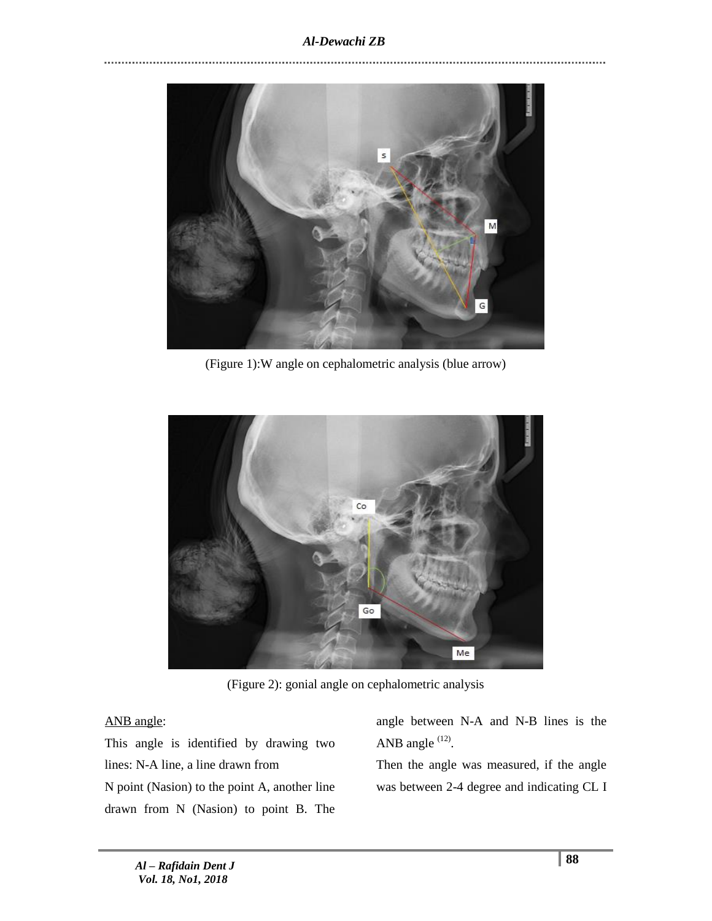(Figure 1):W angle on cephalometric analysis (blue arrow)

(Figure 2): gonial angle on cephalometric analysis

ANB angle:

This angle is identified by drawing two lines: N-A line, a line drawn from N point (Nasion) to the point A, another line drawn from N (Nasion) to point B. The angle between N-A and N-B lines is the ANB angle [12].

Then the angle was measured, if the angle was between 2-4 degree and indicating CL I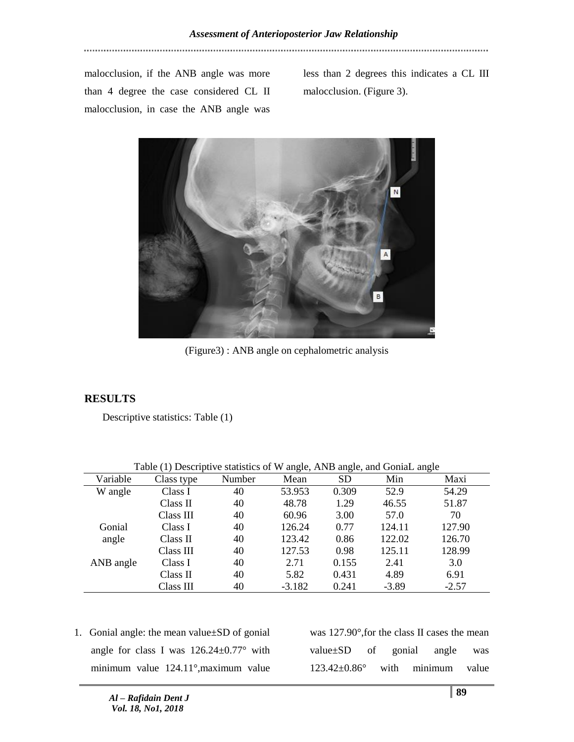malocclusion, if the ANB angle was more than 4 degree the case considered CL II malocclusion, in case the ANB angle was less than 2 degrees this indicates a CL III malocclusion. (Figure 3).

(Figure3) : ANB angle on cephalometric analysis

## RESULTS

Descriptive statistics: Table (1)

Table (1) Descriptive statistics of W angle, ANB angle, and GoniaL angle

| Variable | Class type | Number | Mean | SD | Min | Maxi |
|---|---|---|---|---|---|---|
| W angle | Class I | 40 | 53.953 | 0.309 | 52.9 | 54.29 |
| | Class II | 40 | 48.78 | 1.29 | 46.55 | 51.87 |
| | Class III | 40 | 60.96 | 3.00 | 57.0 | 70 |
| Gonial angle | Class I | 40 | 126.24 | 0.77 | 124.11 | 127.90 |
| | Class II | 40 | 123.42 | 0.86 | 122.02 | 126.70 |
| | Class III | 40 | 127.53 | 0.98 | 125.11 | 128.99 |
| ANB angle | Class I | 40 | 2.71 | 0.155 | 2.41 | 3.0 |
| | Class II | 40 | 5.82 | 0.431 | 4.89 | 6.91 |
| | Class III | 40 | -3.182 | 0.241 | -3.89 | -2.57 |

1. Gonial angle: the mean value±SD of gonial angle for class I was 126.24±0.77° with minimum value 124.11°,maximum value was 127.90°,for the class II cases the mean value±SD of gonial angle was 123.42±0.86° with minimum value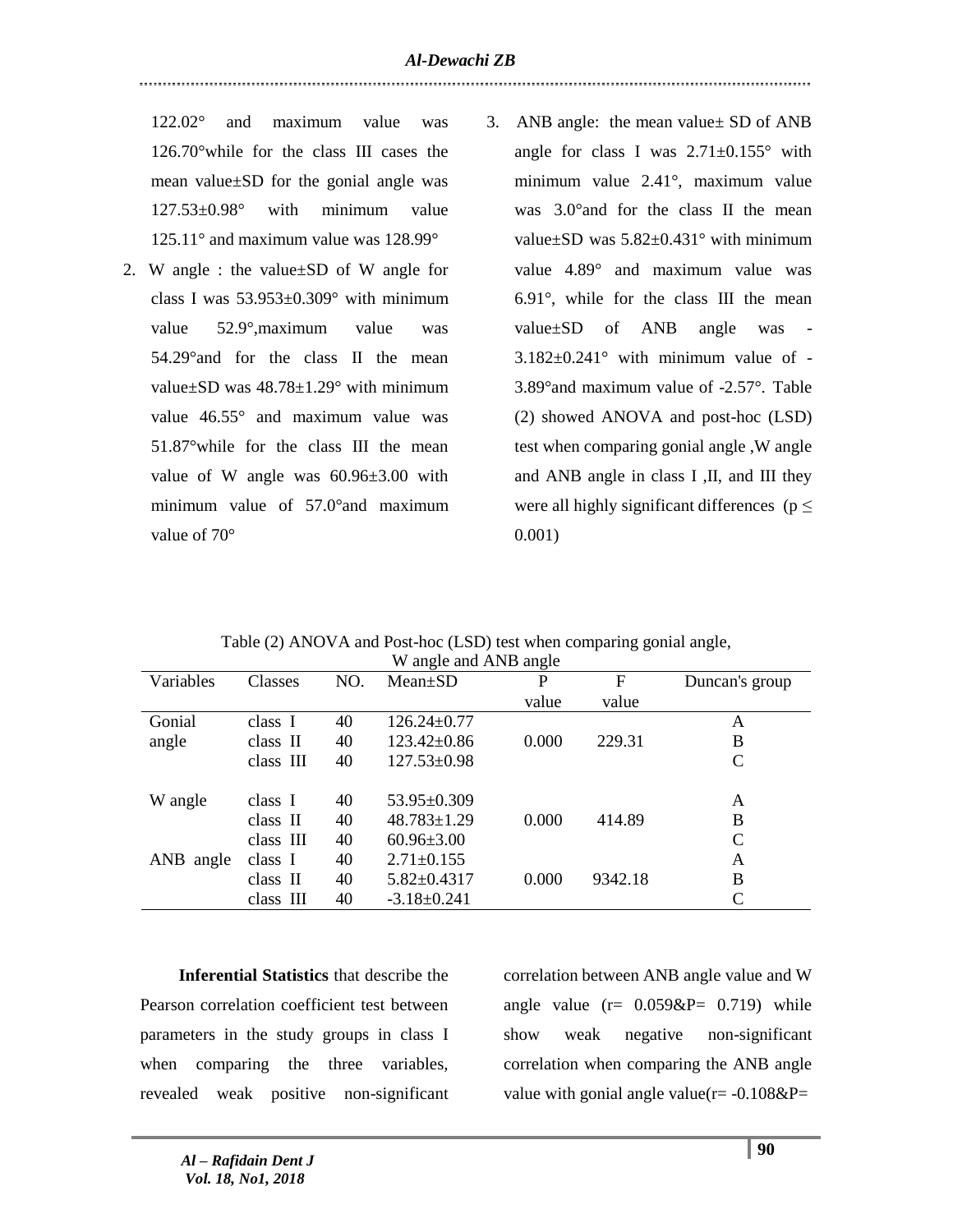122.02° and maximum value was 126.70°while for the class III cases the mean value±SD for the gonial angle was 127.53±0.98° with minimum value 125.11° and maximum value was 128.99°

2. W angle : the value±SD of W angle for class I was 53.953±0.309° with minimum value 52.9°,maximum value was 54.29°and for the class II the mean value±SD was 48.78±1.29° with minimum value 46.55° and maximum value was 51.87°while for the class III the mean value of W angle was 60.96±3.00 with minimum value of 57.0°and maximum value of 70°

3. ANB angle: the mean value± SD of ANB angle for class I was 2.71±0.155° with minimum value 2.41°, maximum value was 3.0°and for the class II the mean value±SD was 5.82±0.431° with minimum value 4.89° and maximum value was 6.91°, while for the class III the mean value±SD of ANB angle was -3.182±0.241° with minimum value of -3.89°and maximum value of -2.57°. Table (2) showed ANOVA and post-hoc (LSD) test when comparing gonial angle ,W angle and ANB angle in class I ,II, and III they were all highly significant differences ($p \leq 0.001$)

Table (2) ANOVA and Post-hoc (LSD) test when comparing gonial angle, W angle and ANB angle

| Variables | Classes | NO. | Mean±SD | P value | F value | Duncan's group |
|---|---|---|---|---|---|---|
| Gonial angle | class I | 40 | 126.24±0.77 | | | A |
| | class II | 40 | 123.42±0.86 | 0.000 | 229.31 | B |
| | class III | 40 | 127.53±0.98 | | | C |
| W angle | class I | 40 | 53.95±0.309 | | | A |
| | class II | 40 | 48.783±1.29 | 0.000 | 414.89 | B |
| | class III | 40 | 60.96±3.00 | | | C |
| ANB angle | class I | 40 | 2.71±0.155 | | | A |
| | class II | 40 | 5.82±0.4317 | 0.000 | 9342.18 | B |
| | class III | 40 | -3.18±0.241 | | | C |

**Inferential Statistics** that describe the Pearson correlation coefficient test between parameters in the study groups in class I when comparing the three variables, revealed weak positive non-significant correlation between ANB angle value and W angle value (r= 0.059&P= 0.719) while show weak negative non-significant correlation when comparing the ANB angle value with gonial angle value(r= -0.108&P=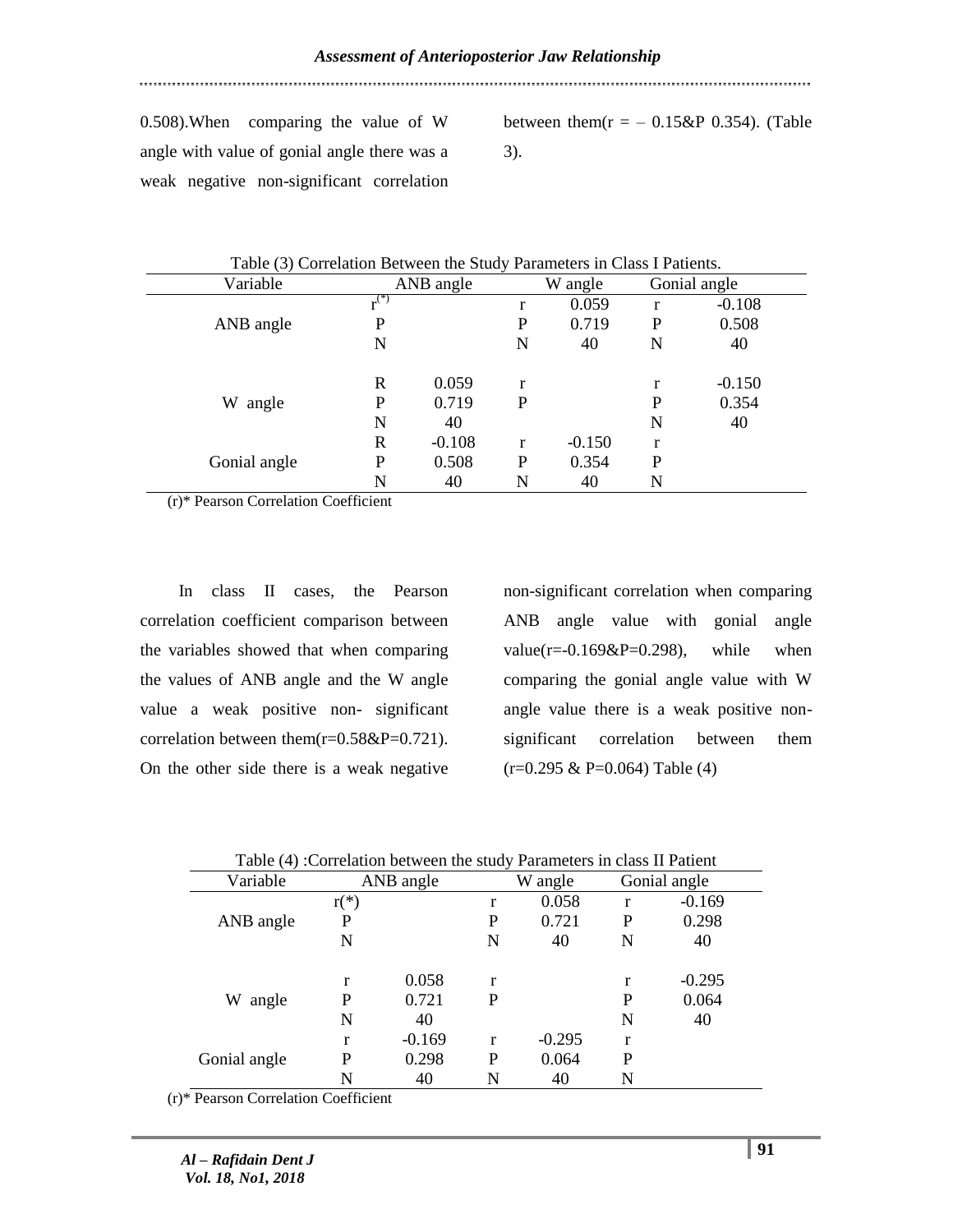0.508).When comparing the value of W angle with value of gonial angle there was a weak negative non-significant correlation between them(r = – 0.15&P 0.354). (Table 3).

Table (3) Correlation Between the Study Parameters in Class I Patients.

| Variable | ANB angle | | W angle | | Gonial angle | |
|---|---|---|---|---|---|---|
| ANB angle | r(*) | | r | 0.059 | r | -0.108 |
| | P | | P | 0.719 | P | 0.508 |
| | N | | N | 40 | N | 40 |
| W angle | R | 0.059 | r | | r | -0.150 |
| | P | 0.719 | P | | P | 0.354 |
| | N | 40 | | | N | 40 |
| Gonial angle | R | -0.108 | r | -0.150 | r | |
| | P | 0.508 | P | 0.354 | P | |
| | N | 40 | N | 40 | N | |

(r)* Pearson Correlation Coefficient

In class II cases, the Pearson correlation coefficient comparison between the variables showed that when comparing the values of ANB angle and the W angle value a weak positive non- significant correlation between them(r=0.58&P=0.721). On the other side there is a weak negative non-significant correlation when comparing ANB angle value with gonial angle value(r=-0.169&P=0.298), while when comparing the gonial angle value with W angle value there is a weak positive non-significant correlation between them (r=0.295 & P=0.064) Table (4)

Table (4) :Correlation between the study Parameters in class II Patient

| Variable | ANB angle | | W angle | | Gonial angle | |
|---|---|---|---|---|---|---|
| ANB angle | r(*) | | r | 0.058 | r | -0.169 |
| | P | | P | 0.721 | P | 0.298 |
| | N | | N | 40 | N | 40 |
| W angle | r | 0.058 | r | | r | -0.295 |
| | P | 0.721 | P | | P | 0.064 |
| | N | 40 | | | N | 40 |
| Gonial angle | r | -0.169 | r | -0.295 | r | |
| | P | 0.298 | P | 0.064 | P | |
| | N | 40 | N | 40 | N | |

(r)* Pearson Correlation Coefficient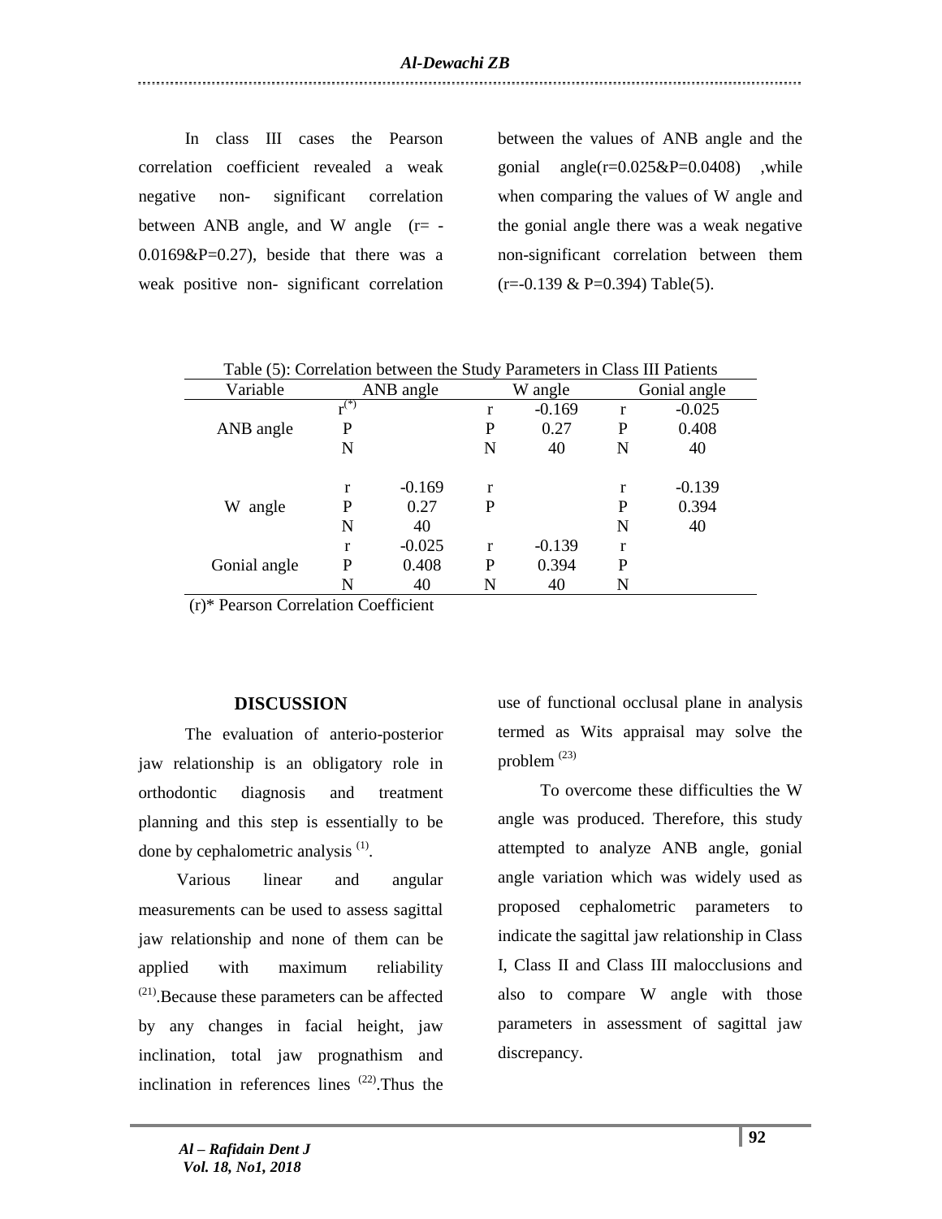In class III cases the Pearson correlation coefficient revealed a weak negative non- significant correlation between ANB angle, and W angle (r= -0.0169&P=0.27), beside that there was a weak positive non- significant correlation between the values of ANB angle and the gonial angle(r=0.025&P=0.0408) ,while when comparing the values of W angle and the gonial angle there was a weak negative non-significant correlation between them (r=-0.139 & P=0.394) Table(5).

Table (5): Correlation between the Study Parameters in Class III Patients

| Variable | ANB angle | | W angle | | Gonial angle | |
|---|---|---|---|---|---|---|
| ANB angle | r(*) | | r | -0.169 | r | -0.025 |
| | P | | P | 0.27 | P | 0.408 |
| | N | | N | 40 | N | 40 |
| W angle | r | -0.169 | r | | r | -0.139 |
| | P | 0.27 | P | | P | 0.394 |
| | N | 40 | | | N | 40 |
| Gonial angle | r | -0.025 | r | -0.139 | r | |
| | P | 0.408 | P | 0.394 | P | |
| | N | 40 | N | 40 | N | |

(r)* Pearson Correlation Coefficient

## DISCUSSION

The evaluation of anterio-posterior jaw relationship is an obligatory role in orthodontic diagnosis and treatment planning and this step is essentially to be done by cephalometric analysis [1].

Various linear and angular measurements can be used to assess sagittal jaw relationship and none of them can be applied with maximum reliability [21].Because these parameters can be affected by any changes in facial height, jaw inclination, total jaw prognathism and inclination in references lines [22].Thus the use of functional occlusal plane in analysis termed as Wits appraisal may solve the problem [23]

To overcome these difficulties the W angle was produced. Therefore, this study attempted to analyze ANB angle, gonial angle variation which was widely used as proposed cephalometric parameters to indicate the sagittal jaw relationship in Class I, Class II and Class III malocclusions and also to compare W angle with those parameters in assessment of sagittal jaw discrepancy.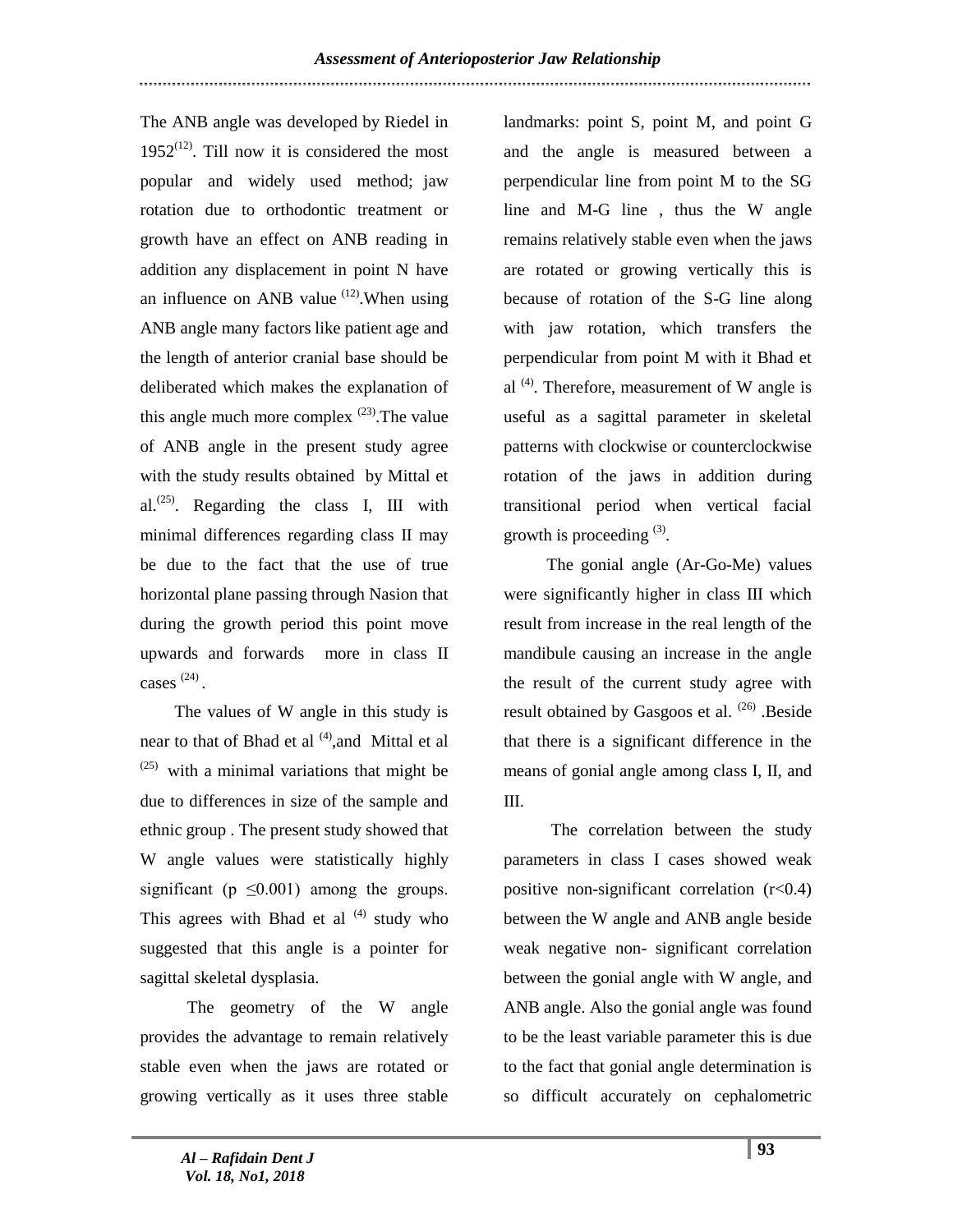The ANB angle was developed by Riedel in 1952[12]. Till now it is considered the most popular and widely used method; jaw rotation due to orthodontic treatment or growth have an effect on ANB reading in addition any displacement in point N have an influence on ANB value [12].When using ANB angle many factors like patient age and the length of anterior cranial base should be deliberated which makes the explanation of this angle much more complex [23].The value of ANB angle in the present study agree with the study results obtained by Mittal et al.[25]. Regarding the class I, III with minimal differences regarding class II may be due to the fact that the use of true horizontal plane passing through Nasion that during the growth period this point move upwards and forwards more in class II cases [24] .

The values of W angle in this study is near to that of Bhad et al [4],and Mittal et al [25] with a minimal variations that might be due to differences in size of the sample and ethnic group . The present study showed that W angle values were statistically highly significant ($p \leq 0.001$) among the groups. This agrees with Bhad et al [4] study who suggested that this angle is a pointer for sagittal skeletal dysplasia.

The geometry of the W angle provides the advantage to remain relatively stable even when the jaws are rotated or growing vertically as it uses three stable landmarks: point S, point M, and point G and the angle is measured between a perpendicular line from point M to the SG line and M-G line , thus the W angle remains relatively stable even when the jaws are rotated or growing vertically this is because of rotation of the S-G line along with jaw rotation, which transfers the perpendicular from point M with it Bhad et al [4]. Therefore, measurement of W angle is useful as a sagittal parameter in skeletal patterns with clockwise or counterclockwise rotation of the jaws in addition during transitional period when vertical facial growth is proceeding [3].

The gonial angle (Ar-Go-Me) values were significantly higher in class III which result from increase in the real length of the mandibule causing an increase in the angle the result of the current study agree with result obtained by Gasgoos et al. [26] .Beside that there is a significant difference in the means of gonial angle among class I, II, and III.

The correlation between the study parameters in class I cases showed weak positive non-significant correlation ($r<0.4$) between the W angle and ANB angle beside weak negative non- significant correlation between the gonial angle with W angle, and ANB angle. Also the gonial angle was found to be the least variable parameter this is due to the fact that gonial angle determination is so difficult accurately on cephalometric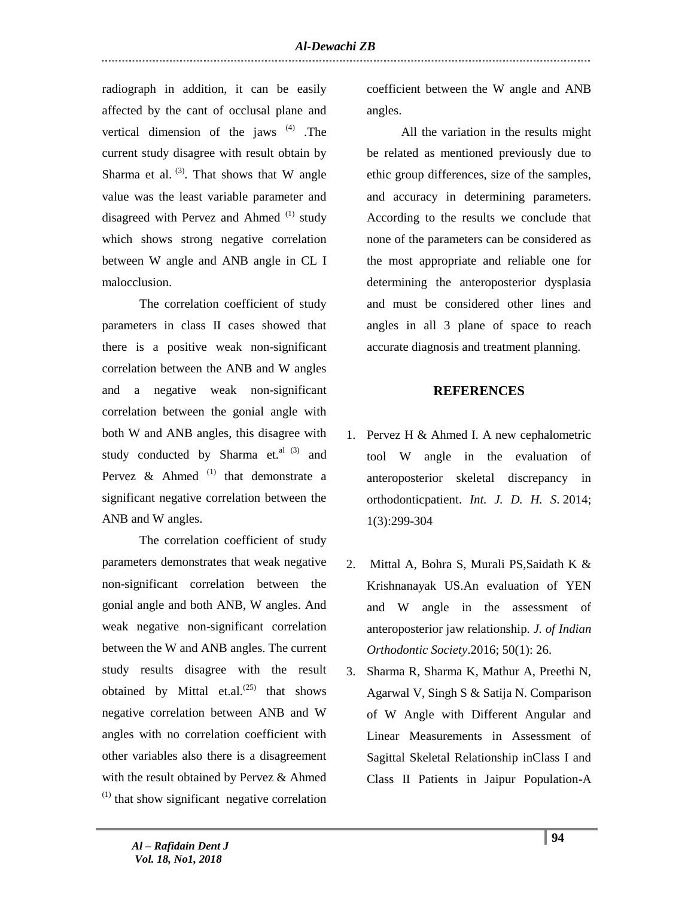radiograph in addition, it can be easily affected by the cant of occlusal plane and vertical dimension of the jaws [4] .The current study disagree with result obtain by Sharma et al. [3]. That shows that W angle value was the least variable parameter and disagreed with Pervez and Ahmed [1] study which shows strong negative correlation between W angle and ANB angle in CL I malocclusion.

The correlation coefficient of study parameters in class II cases showed that there is a positive weak non-significant correlation between the ANB and W angles and a negative weak non-significant correlation between the gonial angle with both W and ANB angles, this disagree with study conducted by Sharma et.al [3] and Pervez & Ahmed [1] that demonstrate a significant negative correlation between the ANB and W angles.

The correlation coefficient of study parameters demonstrates that weak negative non-significant correlation between the gonial angle and both ANB, W angles. And weak negative non-significant correlation between the W and ANB angles. The current study results disagree with the result obtained by Mittal et.al.[25] that shows negative correlation between ANB and W angles with no correlation coefficient with other variables also there is a disagreement with the result obtained by Pervez & Ahmed [1] that show significant negative correlation coefficient between the W angle and ANB angles.

All the variation in the results might be related as mentioned previously due to ethic group differences, size of the samples, and accuracy in determining parameters. According to the results we conclude that none of the parameters can be considered as the most appropriate and reliable one for determining the anteroposterior dysplasia and must be considered other lines and angles in all 3 plane of space to reach accurate diagnosis and treatment planning.

## REFERENCES

1. Pervez H & Ahmed I. A new cephalometric tool W angle in the evaluation of anteroposterior skeletal discrepancy in orthodonticpatient. *Int. J. D. H. S*. 2014; 1(3):299-304

2. Mittal A, Bohra S, Murali PS,Saidath K & Krishnanayak US.An evaluation of YEN and W angle in the assessment of anteroposterior jaw relationship. *J. of Indian Orthodontic Society*.2016; 50(1): 26.

3. Sharma R, Sharma K, Mathur A, Preethi N, Agarwal V, Singh S & Satija N. Comparison of W Angle with Different Angular and Linear Measurements in Assessment of Sagittal Skeletal Relationship inClass I and Class II Patients in Jaipur Population-A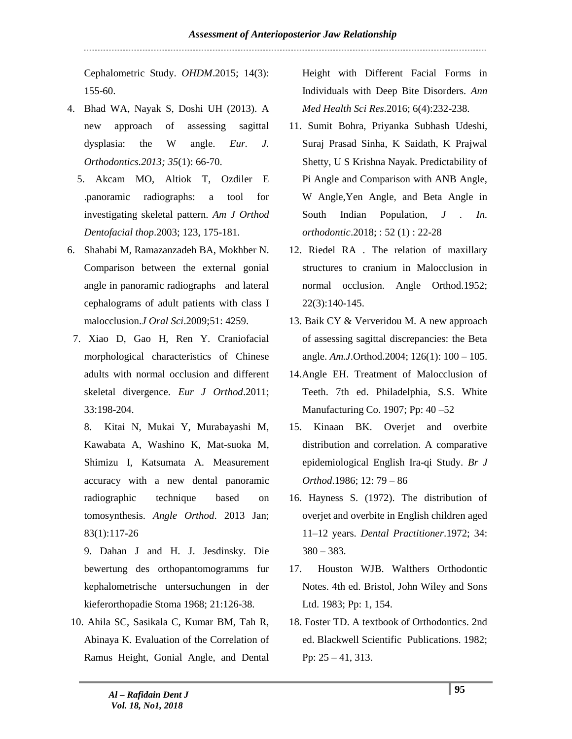Cephalometric Study. *OHDM*.2015; 14(3): 155-60.

4. Bhad WA, Nayak S, Doshi UH (2013). A new approach of assessing sagittal dysplasia: the W angle. *Eur. J. Orthodontics.2013; 35*(1): 66-70.

5. Akcam MO, Altiok T, Ozdiler E .panoramic radiographs: a tool for investigating skeletal pattern. *Am J Orthod Dentofacial thop*.2003; 123, 175-181.

6. Shahabi M, Ramazanzadeh BA, Mokhber N. Comparison between the external gonial angle in panoramic radiographs and lateral cephalograms of adult patients with class I malocclusion.*J Oral Sci*.2009;51: 4259.

7. Xiao D, Gao H, Ren Y. Craniofacial morphological characteristics of Chinese adults with normal occlusion and different skeletal divergence. *Eur J Orthod*.2011; 33:198-204.

8. Kitai N, Mukai Y, Murabayashi M, Kawabata A, Washino K, Mat-suoka M, Shimizu I, Katsumata A. Measurement accuracy with a new dental panoramic radiographic technique based on tomosynthesis. *Angle Orthod*. 2013 Jan; 83(1):117-26

9. Dahan J and H. J. Jesdinsky. Die bewertung des orthopantomogramms fur kephalometrische untersuchungen in der kieferorthopadie Stoma 1968; 21:126-38.

10. Ahila SC, Sasikala C, Kumar BM, Tah R, Abinaya K. Evaluation of the Correlation of Ramus Height, Gonial Angle, and Dental Height with Different Facial Forms in Individuals with Deep Bite Disorders. *Ann Med Health Sci Res*.2016; 6(4):232-238.

11. Sumit Bohra, Priyanka Subhash Udeshi, Suraj Prasad Sinha, K Saidath, K Prajwal Shetty, U S Krishna Nayak. Predictability of Pi Angle and Comparison with ANB Angle, W Angle,Yen Angle, and Beta Angle in South Indian Population, *J . In. orthodontic*.2018; : 52 (1) : 22-28

12. Riedel RA . The relation of maxillary structures to cranium in Malocclusion in normal occlusion. Angle Orthod.1952; 22(3):140-145.

13. Baik CY & Ververidou M. A new approach of assessing sagittal discrepancies: the Beta angle. *Am.J*.Orthod.2004; 126(1): 100 – 105.

14. Angle EH. Treatment of Malocclusion of Teeth. 7th ed. Philadelphia, S.S. White Manufacturing Co. 1907; Pp: 40 –52

15. Kinaan BK. Overjet and overbite distribution and correlation. A comparative epidemiological English Ira-qi Study. *Br J Orthod*.1986; 12: 79 – 86

16. Hayness S. (1972). The distribution of overjet and overbite in English children aged 11–12 years. *Dental Practitioner*.1972; 34: 380 – 383.

17. Houston WJB. Walthers Orthodontic Notes. 4th ed. Bristol, John Wiley and Sons Ltd. 1983; Pp: 1, 154.

18. Foster TD. A textbook of Orthodontics. 2nd ed. Blackwell Scientific Publications. 1982; Pp: 25 – 41, 313.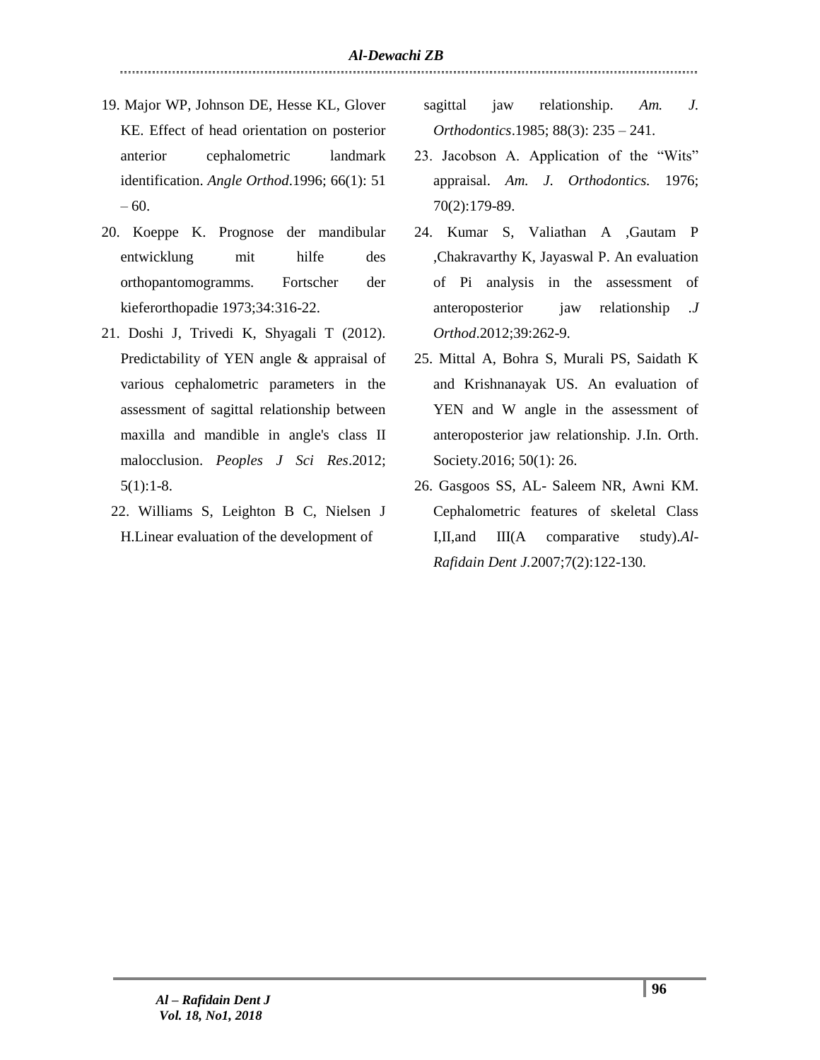19. Major WP, Johnson DE, Hesse KL, Glover KE. Effect of head orientation on posterior anterior cephalometric landmark identification. *Angle Orthod*.1996; 66(1): 51 – 60.
20. Koeppe K. Prognose der mandibular entwicklung mit hilfe des orthopantomogramms. Fortscher der kieferorthopadie 1973;34:316-22.
21. Doshi J, Trivedi K, Shyagali T (2012). Predictability of YEN angle & appraisal of various cephalometric parameters in the assessment of sagittal relationship between maxilla and mandible in angle's class II malocclusion. *Peoples J Sci Res*.2012; 5(1):1-8.
22. Williams S, Leighton B C, Nielsen J H.Linear evaluation of the development of sagittal jaw relationship. *Am. J. Orthodontics*.1985; 88(3): 235 – 241.
23. Jacobson A. Application of the "Wits" appraisal. *Am. J. Orthodontics.* 1976; 70(2):179-89.
24. Kumar S, Valiathan A ,Gautam P ,Chakravarthy K, Jayaswal P. An evaluation of Pi analysis in the assessment of anteroposterior jaw relationship .*J Orthod*.2012;39:262-9.
25. Mittal A, Bohra S, Murali PS, Saidath K and Krishnanayak US. An evaluation of YEN and W angle in the assessment of anteroposterior jaw relationship. J.In. Orth. Society.2016; 50(1): 26.
26. Gasgoos SS, AL- Saleem NR, Awni KM. Cephalometric features of skeletal Class I,II,and III(A comparative study).*Al-Rafidain Dent J*.2007;7(2):122-130.